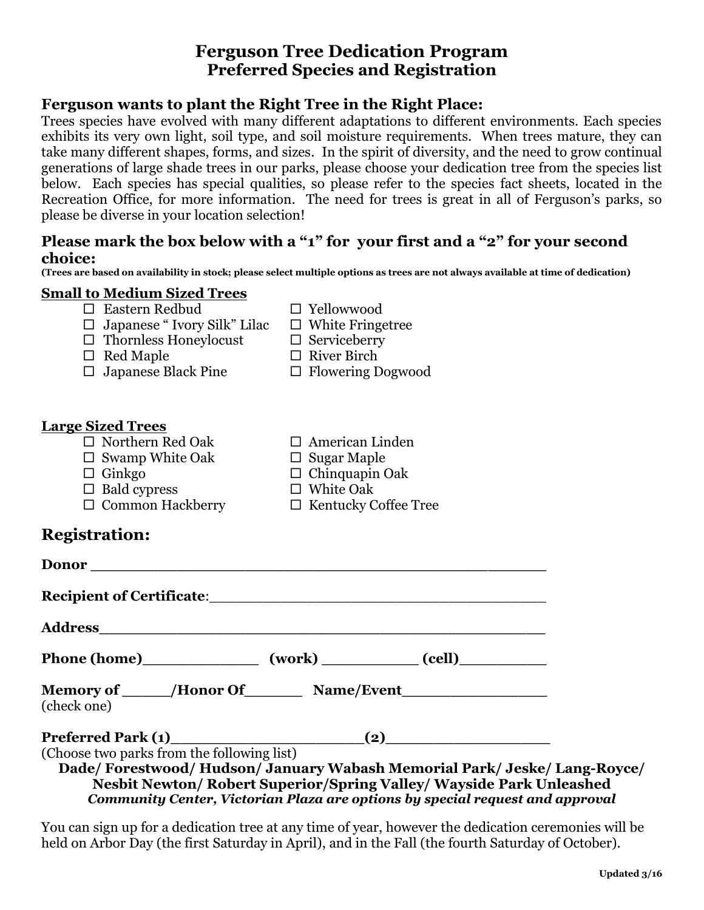# Ferguson Tree Dedication Program
# Preferred Species and Registration

## Ferguson wants to plant the Right Tree in the Right Place:

Trees species have evolved with many different adaptations to different environments. Each species exhibits its very own light, soil type, and soil moisture requirements. When trees mature, they can take many different shapes, forms, and sizes. In the spirit of diversity, and the need to grow continual generations of large shade trees in our parks, please choose your dedication tree from the species list below. Each species has special qualities, so please refer to the species fact sheets, located in the Recreation Office, for more information. The need for trees is great in all of Ferguson's parks, so please be diverse in your location selection!

## Please mark the box below with a "1" for your first and a "2" for your second choice:

**(Trees are based on availability in stock; please select multiple options as trees are not always available at time of dedication)**

**Small to Medium Sized Trees**

- ☐ Eastern Redbud
- ☐ Japanese " Ivory Silk" Lilac
- ☐ Thornless Honeylocust
- ☐ Red Maple
- ☐ Japanese Black Pine
- ☐ Yellowwood
- ☐ White Fringetree
- ☐ Serviceberry
- ☐ River Birch
- ☐ Flowering Dogwood

**Large Sized Trees**

- ☐ Northern Red Oak
- ☐ Swamp White Oak
- ☐ Ginkgo
- ☐ Bald cypress
- ☐ Common Hackberry
- ☐ American Linden
- ☐ Sugar Maple
- ☐ Chinquapin Oak
- ☐ White Oak
- ☐ Kentucky Coffee Tree

## Registration:

**Donor** ______________________________________________

**Recipient of Certificate**:____________________________________

**Address**_____________________________________________

**Phone (home)**____________ **(work)** __________ **(cell)**_________

**Memory of** _____/**Honor Of**______ **Name/Event**_______________
(check one)

**Preferred Park (1)**____________________**(2)**_________________
(Choose two parks from the following list)

**Dade/ Forestwood/ Hudson/ January Wabash Memorial Park/ Jeske/ Lang-Royce/ Nesbit Newton/ Robert Superior/Spring Valley/ Wayside Park Unleashed**
***Community Center, Victorian Plaza are options by special request and approval***

You can sign up for a dedication tree at any time of year, however the dedication ceremonies will be held on Arbor Day (the first Saturday in April), and in the Fall (the fourth Saturday of October).

**Updated 3/16**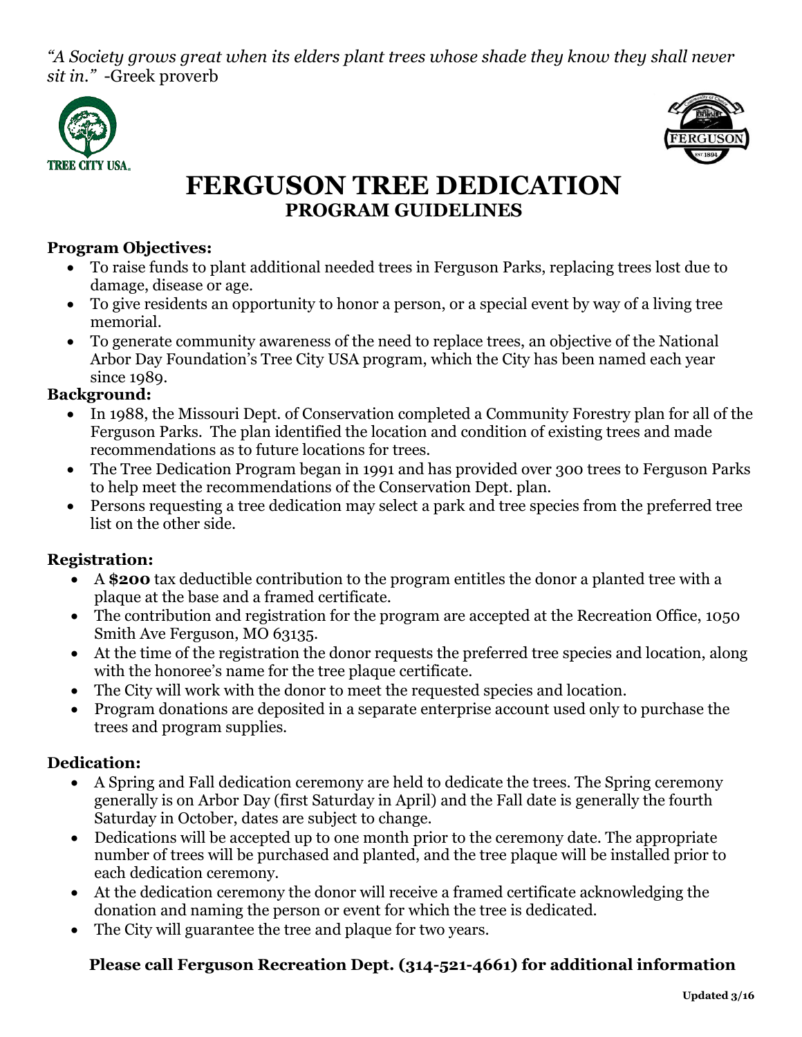*"A Society grows great when its elders plant trees whose shade they know they shall never sit in."* -Greek proverb

# FERGUSON TREE DEDICATION
## PROGRAM GUIDELINES

**Program Objectives:**

- To raise funds to plant additional needed trees in Ferguson Parks, replacing trees lost due to damage, disease or age.
- To give residents an opportunity to honor a person, or a special event by way of a living tree memorial.
- To generate community awareness of the need to replace trees, an objective of the National Arbor Day Foundation's Tree City USA program, which the City has been named each year since 1989.

**Background:**

- In 1988, the Missouri Dept. of Conservation completed a Community Forestry plan for all of the Ferguson Parks. The plan identified the location and condition of existing trees and made recommendations as to future locations for trees.
- The Tree Dedication Program began in 1991 and has provided over 300 trees to Ferguson Parks to help meet the recommendations of the Conservation Dept. plan.
- Persons requesting a tree dedication may select a park and tree species from the preferred tree list on the other side.

**Registration:**

- A **$200** tax deductible contribution to the program entitles the donor a planted tree with a plaque at the base and a framed certificate.
- The contribution and registration for the program are accepted at the Recreation Office, 1050 Smith Ave Ferguson, MO 63135.
- At the time of the registration the donor requests the preferred tree species and location, along with the honoree's name for the tree plaque certificate.
- The City will work with the donor to meet the requested species and location.
- Program donations are deposited in a separate enterprise account used only to purchase the trees and program supplies.

**Dedication:**

- A Spring and Fall dedication ceremony are held to dedicate the trees. The Spring ceremony generally is on Arbor Day (first Saturday in April) and the Fall date is generally the fourth Saturday in October, dates are subject to change.
- Dedications will be accepted up to one month prior to the ceremony date. The appropriate number of trees will be purchased and planted, and the tree plaque will be installed prior to each dedication ceremony.
- At the dedication ceremony the donor will receive a framed certificate acknowledging the donation and naming the person or event for which the tree is dedicated.
- The City will guarantee the tree and plaque for two years.

**Please call Ferguson Recreation Dept. (314-521-4661) for additional information**

**Updated 3/16**